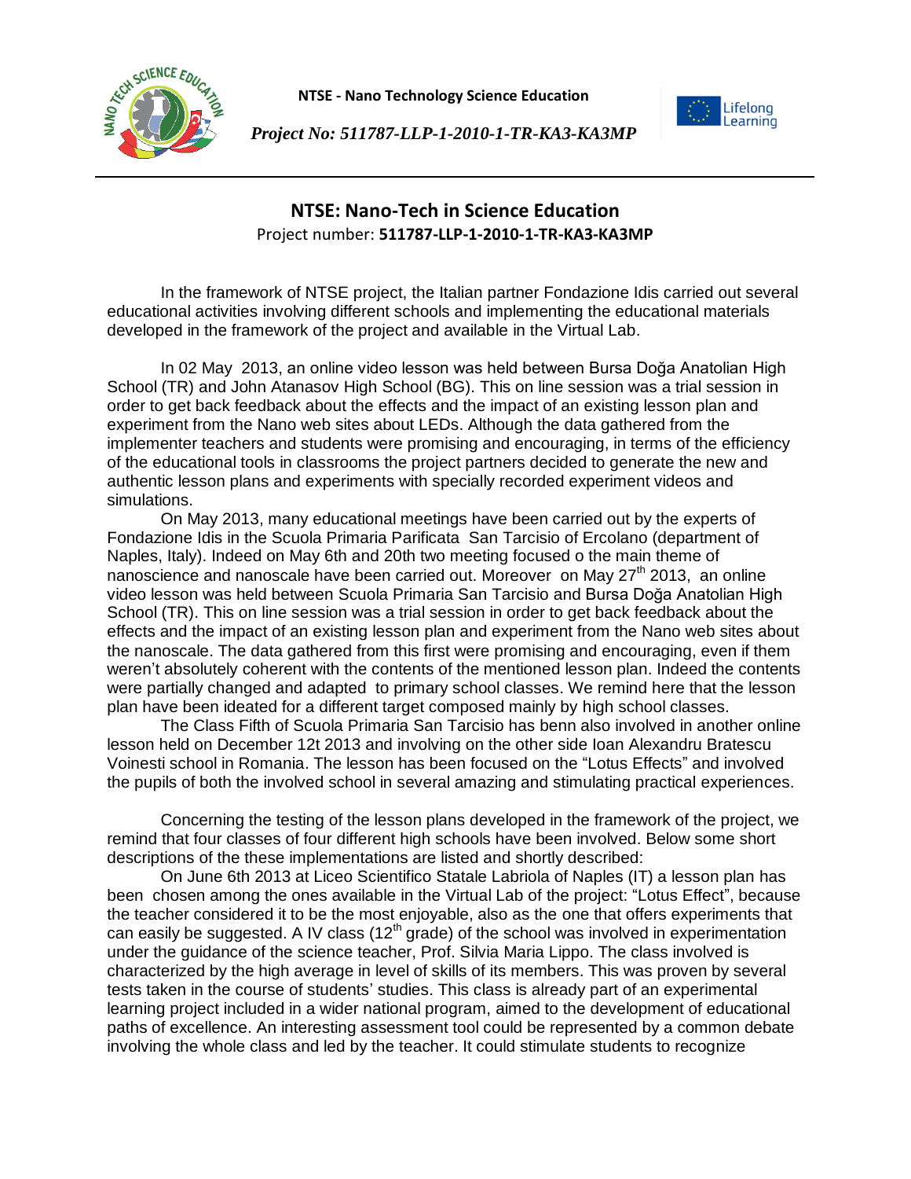## NTSE: Nano-Tech in Science Education

Project number: **511787-LLP-1-2010-1-TR-KA3-KA3MP**

In the framework of NTSE project, the Italian partner Fondazione Idis carried out several educational activities involving different schools and implementing the educational materials developed in the framework of the project and available in the Virtual Lab.

In 02 May 2013, an online video lesson was held between Bursa Doğa Anatolian High School (TR) and John Atanasov High School (BG). This on line session was a trial session in order to get back feedback about the effects and the impact of an existing lesson plan and experiment from the Nano web sites about LEDs. Although the data gathered from the implementer teachers and students were promising and encouraging, in terms of the efficiency of the educational tools in classrooms the project partners decided to generate the new and authentic lesson plans and experiments with specially recorded experiment videos and simulations.

On May 2013, many educational meetings have been carried out by the experts of Fondazione Idis in the Scuola Primaria Parificata San Tarcisio of Ercolano (department of Naples, Italy). Indeed on May 6th and 20th two meeting focused o the main theme of nanoscience and nanoscale have been carried out. Moreover on May 27th 2013, an online video lesson was held between Scuola Primaria San Tarcisio and Bursa Doğa Anatolian High School (TR). This on line session was a trial session in order to get back feedback about the effects and the impact of an existing lesson plan and experiment from the Nano web sites about the nanoscale. The data gathered from this first were promising and encouraging, even if them weren't absolutely coherent with the contents of the mentioned lesson plan. Indeed the contents were partially changed and adapted to primary school classes. We remind here that the lesson plan have been ideated for a different target composed mainly by high school classes.

The Class Fifth of Scuola Primaria San Tarcisio has benn also involved in another online lesson held on December 12t 2013 and involving on the other side Ioan Alexandru Bratescu Voinesti school in Romania. The lesson has been focused on the "Lotus Effects" and involved the pupils of both the involved school in several amazing and stimulating practical experiences.

Concerning the testing of the lesson plans developed in the framework of the project, we remind that four classes of four different high schools have been involved. Below some short descriptions of the these implementations are listed and shortly described:

On June 6th 2013 at Liceo Scientifico Statale Labriola of Naples (IT) a lesson plan has been chosen among the ones available in the Virtual Lab of the project: "Lotus Effect", because the teacher considered it to be the most enjoyable, also as the one that offers experiments that can easily be suggested. A IV class (12th grade) of the school was involved in experimentation under the guidance of the science teacher, Prof. Silvia Maria Lippo. The class involved is characterized by the high average in level of skills of its members. This was proven by several tests taken in the course of students' studies. This class is already part of an experimental learning project included in a wider national program, aimed to the development of educational paths of excellence. An interesting assessment tool could be represented by a common debate involving the whole class and led by the teacher. It could stimulate students to recognize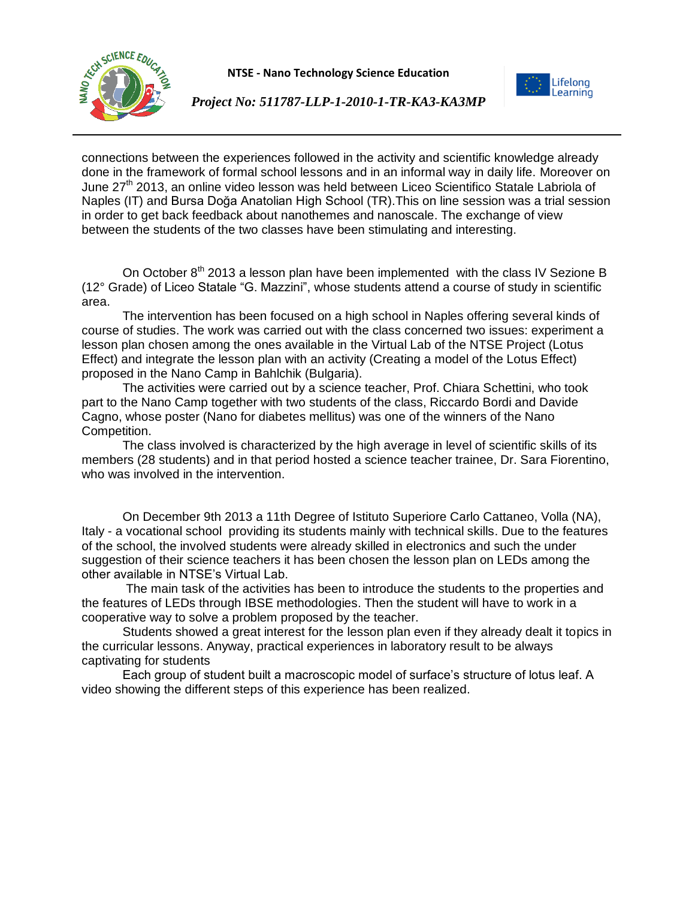connections between the experiences followed in the activity and scientific knowledge already done in the framework of formal school lessons and in an informal way in daily life. Moreover on June 27th 2013, an online video lesson was held between Liceo Scientifico Statale Labriola of Naples (IT) and Bursa Doğa Anatolian High School (TR).This on line session was a trial session in order to get back feedback about nanothemes and nanoscale. The exchange of view between the students of the two classes have been stimulating and interesting.

On October 8th 2013 a lesson plan have been implemented with the class IV Sezione B (12° Grade) of Liceo Statale "G. Mazzini", whose students attend a course of study in scientific area.

The intervention has been focused on a high school in Naples offering several kinds of course of studies. The work was carried out with the class concerned two issues: experiment a lesson plan chosen among the ones available in the Virtual Lab of the NTSE Project (Lotus Effect) and integrate the lesson plan with an activity (Creating a model of the Lotus Effect) proposed in the Nano Camp in Bahlchik (Bulgaria).

The activities were carried out by a science teacher, Prof. Chiara Schettini, who took part to the Nano Camp together with two students of the class, Riccardo Bordi and Davide Cagno, whose poster (Nano for diabetes mellitus) was one of the winners of the Nano Competition.

The class involved is characterized by the high average in level of scientific skills of its members (28 students) and in that period hosted a science teacher trainee, Dr. Sara Fiorentino, who was involved in the intervention.

On December 9th 2013 a 11th Degree of Istituto Superiore Carlo Cattaneo, Volla (NA), Italy - a vocational school providing its students mainly with technical skills. Due to the features of the school, the involved students were already skilled in electronics and such the under suggestion of their science teachers it has been chosen the lesson plan on LEDs among the other available in NTSE's Virtual Lab.

The main task of the activities has been to introduce the students to the properties and the features of LEDs through IBSE methodologies. Then the student will have to work in a cooperative way to solve a problem proposed by the teacher.

Students showed a great interest for the lesson plan even if they already dealt it topics in the curricular lessons. Anyway, practical experiences in laboratory result to be always captivating for students

Each group of student built a macroscopic model of surface's structure of lotus leaf. A video showing the different steps of this experience has been realized.